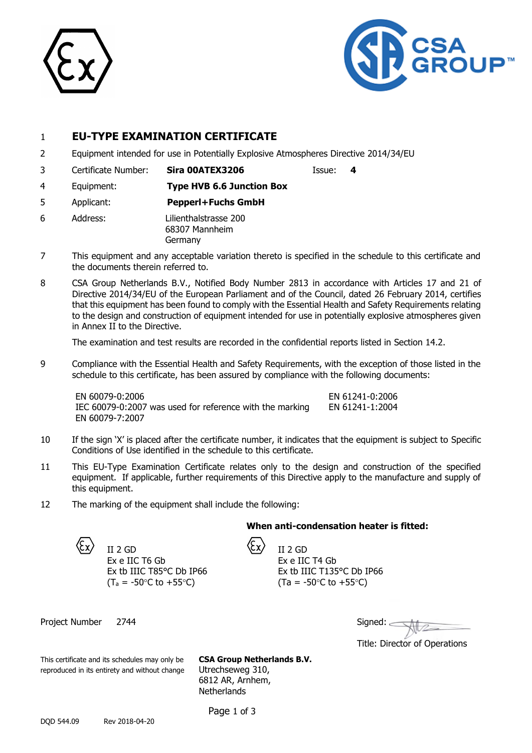1 **EU-TYPE EXAMINATION CERTIFICATE**

2 Equipment intended for use in Potentially Explosive Atmospheres Directive 2014/34/EU

3 Certificate Number: **Sira 00ATEX3206** Issue: **4**

4 Equipment: **Type HVB 6.6 Junction Box**

5 Applicant: **Pepperl+Fuchs GmbH**

6 Address: Lilienthalstrasse 200
68307 Mannheim
Germany

7 This equipment and any acceptable variation thereto is specified in the schedule to this certificate and the documents therein referred to.

8 CSA Group Netherlands B.V., Notified Body Number 2813 in accordance with Articles 17 and 21 of Directive 2014/34/EU of the European Parliament and of the Council, dated 26 February 2014, certifies that this equipment has been found to comply with the Essential Health and Safety Requirements relating to the design and construction of equipment intended for use in potentially explosive atmospheres given in Annex II to the Directive.

The examination and test results are recorded in the confidential reports listed in Section 14.2.

9 Compliance with the Essential Health and Safety Requirements, with the exception of those listed in the schedule to this certificate, has been assured by compliance with the following documents:

EN 60079-0:2006
IEC 60079-0:2007 was used for reference with the marking
EN 60079-7:2007
EN 61241-0:2006
EN 61241-1:2004

10 If the sign 'X' is placed after the certificate number, it indicates that the equipment is subject to Specific Conditions of Use identified in the schedule to this certificate.

11 This EU-Type Examination Certificate relates only to the design and construction of the specified equipment. If applicable, further requirements of this Directive apply to the manufacture and supply of this equipment.

12 The marking of the equipment shall include the following:

II 2 GD
Ex e IIC T6 Gb
Ex tb IIIC T85°C Db IP66
($T_a$ = -50°C to +55°C)

**When anti-condensation heater is fitted:**

II 2 GD
Ex e IIC T4 Gb
Ex tb IIIC T135°C Db IP66
(Ta = -50°C to +55°C)

Project Number 2744

Signed:

Title: Director of Operations

This certificate and its schedules may only be reproduced in its entirety and without change

**CSA Group Netherlands B.V.**
Utrechseweg 310,
6812 AR, Arnhem,
Netherlands

DQD 544.09 Rev 2018-04-20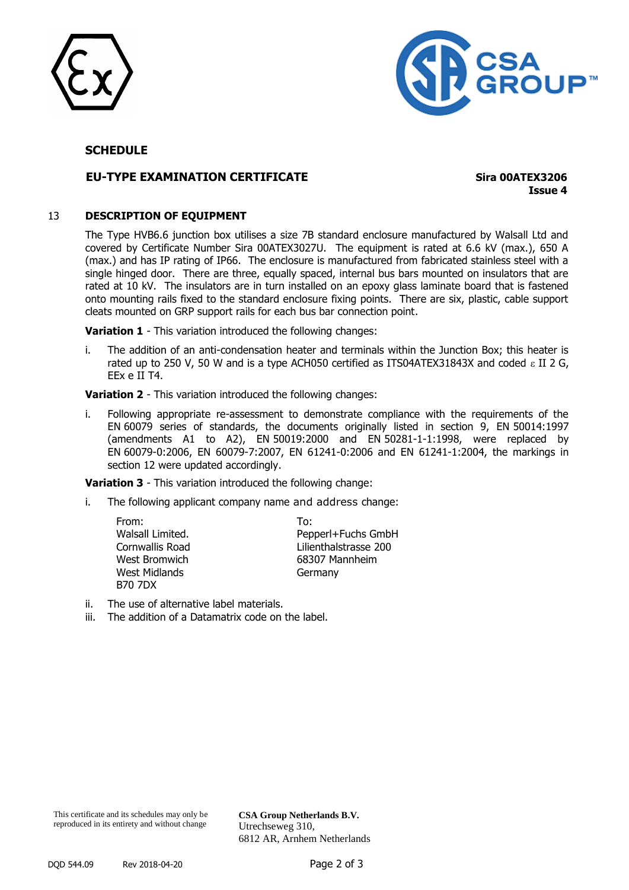## SCHEDULE

**EU-TYPE EXAMINATION CERTIFICATE** **Sira 00ATEX3206**
**Issue 4**

### 13 DESCRIPTION OF EQUIPMENT

The Type HVB6.6 junction box utilises a size 7B standard enclosure manufactured by Walsall Ltd and covered by Certificate Number Sira 00ATEX3027U. The equipment is rated at 6.6 kV (max.), 650 A (max.) and has IP rating of IP66. The enclosure is manufactured from fabricated stainless steel with a single hinged door. There are three, equally spaced, internal bus bars mounted on insulators that are rated at 10 kV. The insulators are in turn installed on an epoxy glass laminate board that is fastened onto mounting rails fixed to the standard enclosure fixing points. There are six, plastic, cable support cleats mounted on GRP support rails for each bus bar connection point.

**Variation 1** - This variation introduced the following changes:

i. The addition of an anti-condensation heater and terminals within the Junction Box; this heater is rated up to 250 V, 50 W and is a type ACH050 certified as ITS04ATEX31843X and coded ε II 2 G, EEx e II T4.

**Variation 2** - This variation introduced the following changes:

i. Following appropriate re-assessment to demonstrate compliance with the requirements of the EN 60079 series of standards, the documents originally listed in section 9, EN 50014:1997 (amendments A1 to A2), EN 50019:2000 and EN 50281-1-1:1998, were replaced by EN 60079-0:2006, EN 60079-7:2007, EN 61241-0:2006 and EN 61241-1:2004, the markings in section 12 were updated accordingly.

**Variation 3** - This variation introduced the following change:

i. The following applicant company name and address change:

| From: | To: |
|---|---|
| Walsall Limited. | Pepperl+Fuchs GmbH |
| Cornwallis Road | Lilienthalstrasse 200 |
| West Bromwich | 68307 Mannheim |
| West Midlands | Germany |
| B70 7DX | |

ii. The use of alternative label materials.
iii. The addition of a Datamatrix code on the label.

This certificate and its schedules may only be reproduced in its entirety and without change

**CSA Group Netherlands B.V.**
Utrechseweg 310,
6812 AR, Arnhem Netherlands

DQD 544.09 Rev 2018-04-20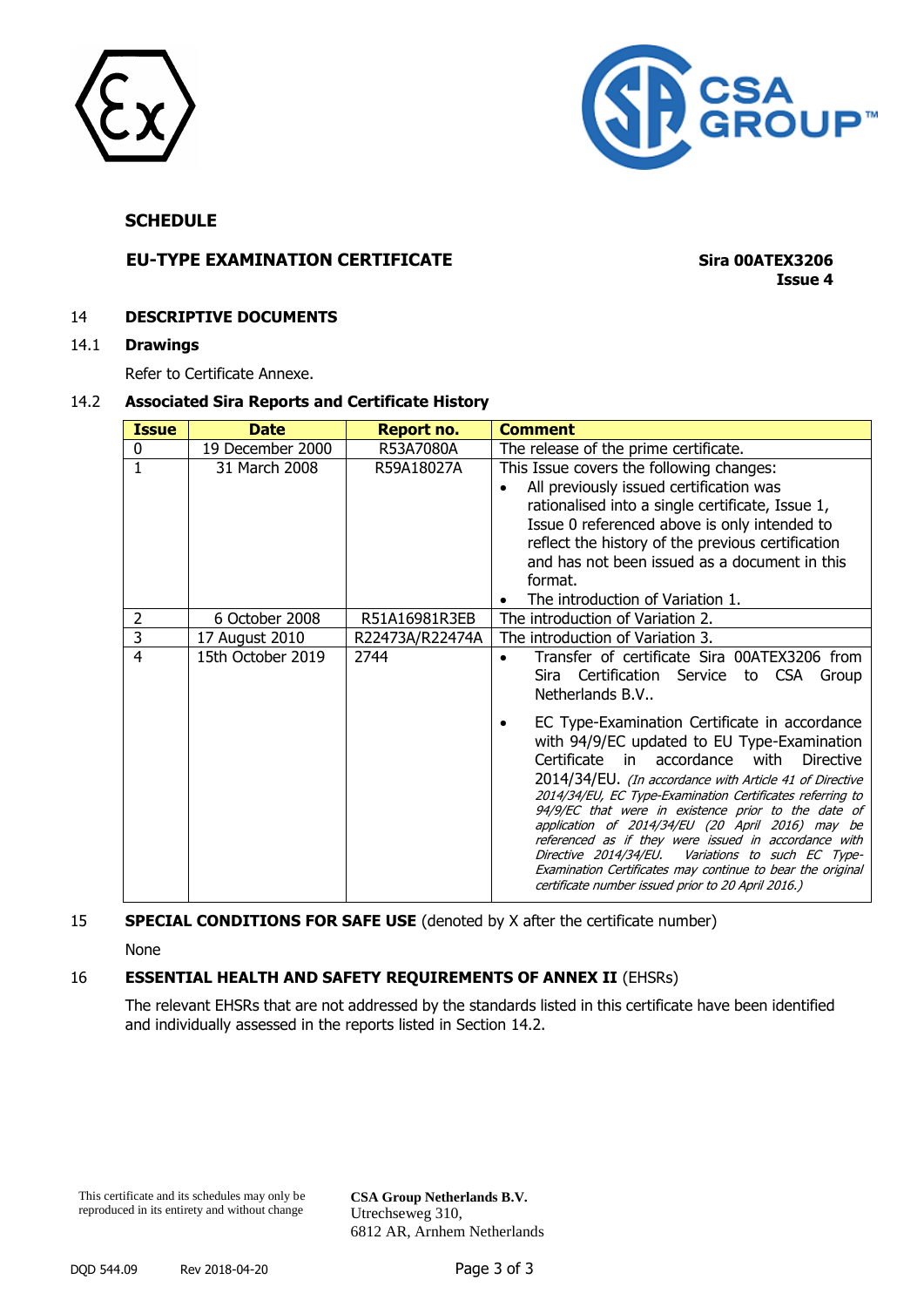## SCHEDULE

**EU-TYPE EXAMINATION CERTIFICATE** **Sira 00ATEX3206**
**Issue 4**

### 14 DESCRIPTIVE DOCUMENTS

#### 14.1 Drawings

Refer to Certificate Annexe.

#### 14.2 Associated Sira Reports and Certificate History

| Issue | Date | Report no. | Comment |
|---|---|---|---|
| 0 | 19 December 2000 | R53A7080A | The release of the prime certificate. |
| 1 | 31 March 2008 | R59A18027A | This Issue covers the following changes:<br>• All previously issued certification was rationalised into a single certificate, Issue 1, Issue 0 referenced above is only intended to reflect the history of the previous certification and has not been issued as a document in this format.<br>• The introduction of Variation 1. |
| 2 | 6 October 2008 | R51A16981R3EB | The introduction of Variation 2. |
| 3 | 17 August 2010 | R22473A/R22474A | The introduction of Variation 3. |
| 4 | 15th October 2019 | 2744 | • Transfer of certificate Sira 00ATEX3206 from Sira Certification Service to CSA Group Netherlands B.V..<br>• EC Type-Examination Certificate in accordance with 94/9/EC updated to EU Type-Examination Certificate in accordance with Directive 2014/34/EU. *(In accordance with Article 41 of Directive 2014/34/EU, EC Type-Examination Certificates referring to 94/9/EC that were in existence prior to the date of application of 2014/34/EU (20 April 2016) may be referenced as if they were issued in accordance with Directive 2014/34/EU. Variations to such EC Type-Examination Certificates may continue to bear the original certificate number issued prior to 20 April 2016.)* |

### 15 SPECIAL CONDITIONS FOR SAFE USE (denoted by X after the certificate number)

None

### 16 ESSENTIAL HEALTH AND SAFETY REQUIREMENTS OF ANNEX II (EHSRs)

The relevant EHSRs that are not addressed by the standards listed in this certificate have been identified and individually assessed in the reports listed in Section 14.2.

This certificate and its schedules may only be reproduced in its entirety and without change

**CSA Group Netherlands B.V.**
Utrechseweg 310,
6812 AR, Arnhem Netherlands

DQD 544.09 Rev 2018-04-20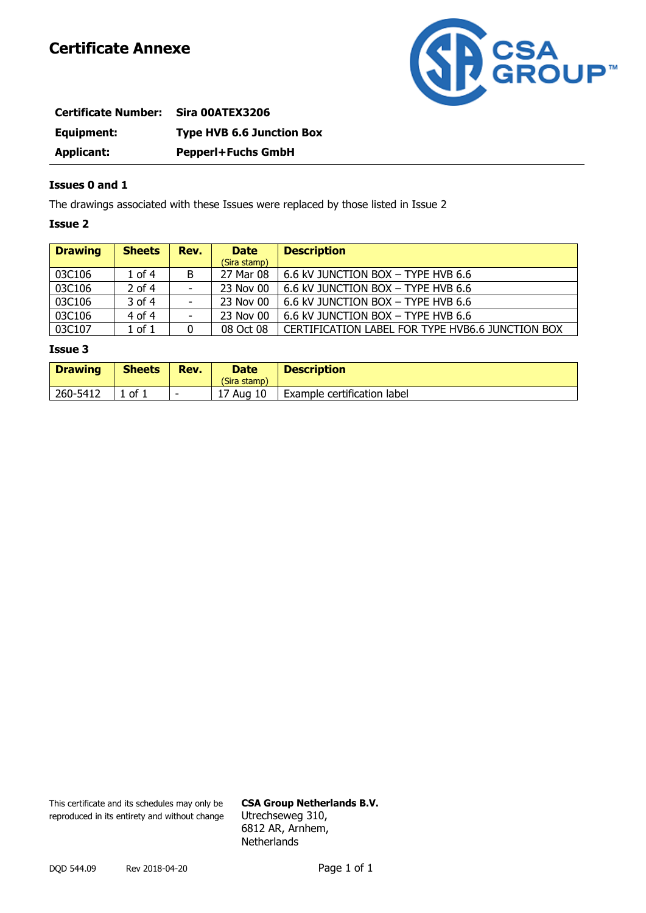# Certificate Annexe

**Certificate Number:** **Sira 00ATEX3206**

**Equipment:** **Type HVB 6.6 Junction Box**

**Applicant:** **Pepperl+Fuchs GmbH**

### Issues 0 and 1

The drawings associated with these Issues were replaced by those listed in Issue 2

### Issue 2

| Drawing | Sheets | Rev. | Date (Sira stamp) | Description |
|---|---|---|---|---|
| 03C106 | 1 of 4 | B | 27 Mar 08 | 6.6 kV JUNCTION BOX – TYPE HVB 6.6 |
| 03C106 | 2 of 4 | - | 23 Nov 00 | 6.6 kV JUNCTION BOX – TYPE HVB 6.6 |
| 03C106 | 3 of 4 | - | 23 Nov 00 | 6.6 kV JUNCTION BOX – TYPE HVB 6.6 |
| 03C106 | 4 of 4 | - | 23 Nov 00 | 6.6 kV JUNCTION BOX – TYPE HVB 6.6 |
| 03C107 | 1 of 1 | 0 | 08 Oct 08 | CERTIFICATION LABEL FOR TYPE HVB6.6 JUNCTION BOX |

### Issue 3

| Drawing | Sheets | Rev. | Date (Sira stamp) | Description |
|---|---|---|---|---|
| 260-5412 | 1 of 1 | - | 17 Aug 10 | Example certification label |

This certificate and its schedules may only be reproduced in its entirety and without change

**CSA Group Netherlands B.V.**
Utrechseweg 310,
6812 AR, Arnhem,
Netherlands

DQD 544.09 Rev 2018-04-20